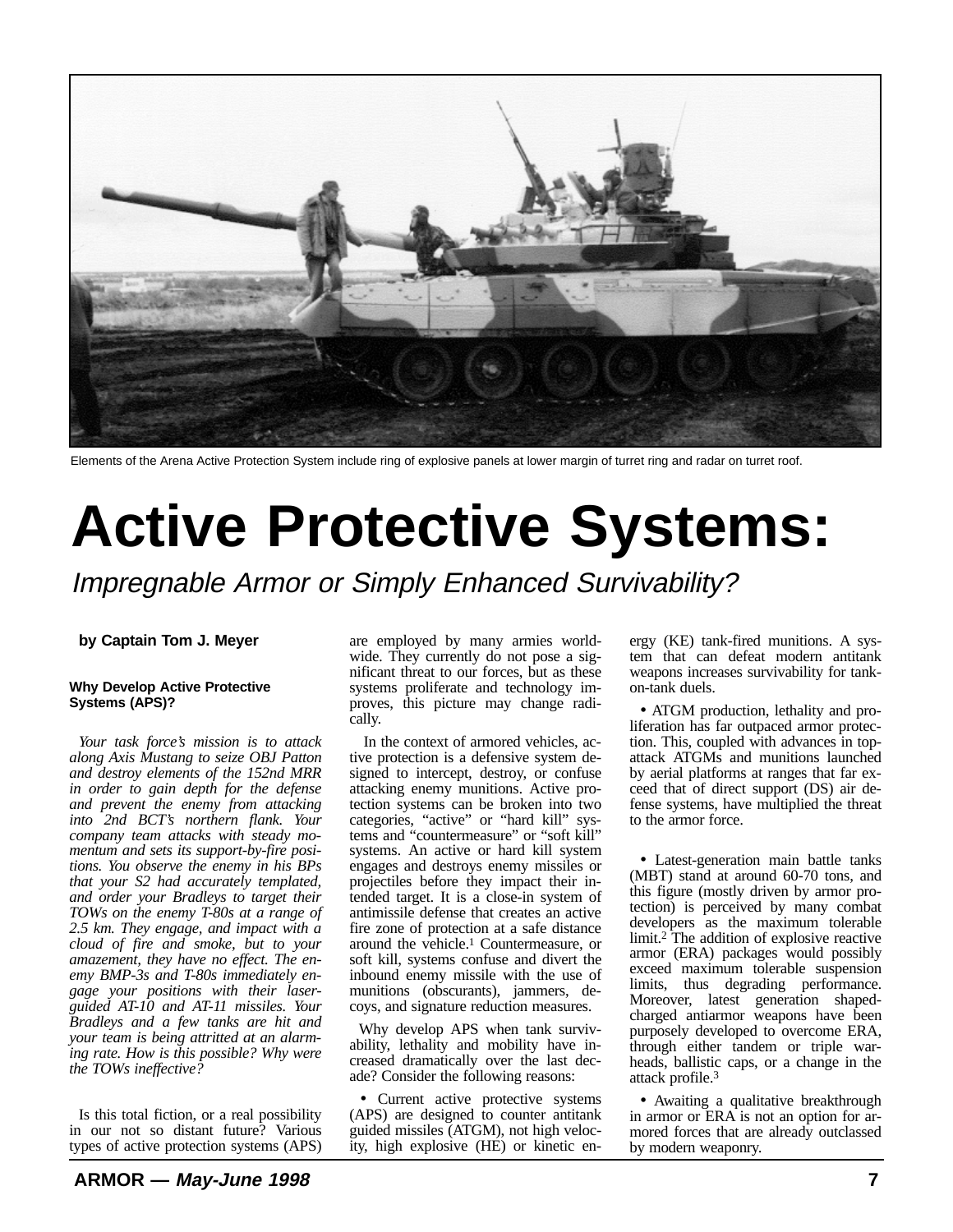Elements of the Arena Active Protection System include ring of explosive panels at lower margin of turret ring and radar on turret roof.

# Active Protective Systems:

## *Impregnable Armor or Simply Enhanced Survivability?*

**by Captain Tom J. Meyer**

### Why Develop Active Protective Systems (APS)?

*Your task force's mission is to attack along Axis Mustang to seize OBJ Patton and destroy elements of the 152nd MRR in order to gain depth for the defense and prevent the enemy from attacking into 2nd BCT's northern flank. Your company team attacks with steady momentum and sets its support-by-fire positions. You observe the enemy in his BPs that your S2 had accurately templated, and order your Bradleys to target their TOWs on the enemy T-80s at a range of 2.5 km. They engage, and impact with a cloud of fire and smoke, but to your amazement, they have no effect. The enemy BMP-3s and T-80s immediately engage your positions with their laser-guided AT-10 and AT-11 missiles. Your Bradleys and a few tanks are hit and your team is being attritted at an alarming rate. How is this possible? Why were the TOWs ineffective?*

Is this total fiction, or a real possibility in our not so distant future? Various types of active protection systems (APS) are employed by many armies worldwide. They currently do not pose a significant threat to our forces, but as these systems proliferate and technology improves, this picture may change radically.

In the context of armored vehicles, active protection is a defensive system designed to intercept, destroy, or confuse attacking enemy munitions. Active protection systems can be broken into two categories, "active" or "hard kill" systems and "countermeasure" or "soft kill" systems. An active or hard kill system engages and destroys enemy missiles or projectiles before they impact their intended target. It is a close-in system of antimissile defense that creates an active fire zone of protection at a safe distance around the vehicle.[1] Countermeasure, or soft kill, systems confuse and divert the inbound enemy missile with the use of munitions (obscurants), jammers, decoys, and signature reduction measures.

Why develop APS when tank survivability, lethality and mobility have increased dramatically over the last decade? Consider the following reasons:

- Current active protective systems (APS) are designed to counter antitank guided missiles (ATGM), not high velocity, high explosive (HE) or kinetic energy (KE) tank-fired munitions. A system that can defeat modern antitank weapons increases survivability for tank-on-tank duels.

- ATGM production, lethality and proliferation has far outpaced armor protection. This, coupled with advances in top-attack ATGMs and munitions launched by aerial platforms at ranges that far exceed that of direct support (DS) air defense systems, have multiplied the threat to the armor force.

- Latest-generation main battle tanks (MBT) stand at around 60-70 tons, and this figure (mostly driven by armor protection) is perceived by many combat developers as the maximum tolerable limit.[2] The addition of explosive reactive armor (ERA) packages would possibly exceed maximum tolerable suspension limits, thus degrading performance. Moreover, latest generation shaped-charged antiarmor weapons have been purposely developed to overcome ERA, through either tandem or triple warheads, ballistic caps, or a change in the attack profile.[3]

- Awaiting a qualitative breakthrough in armor or ERA is not an option for armored forces that are already outclassed by modern weaponry.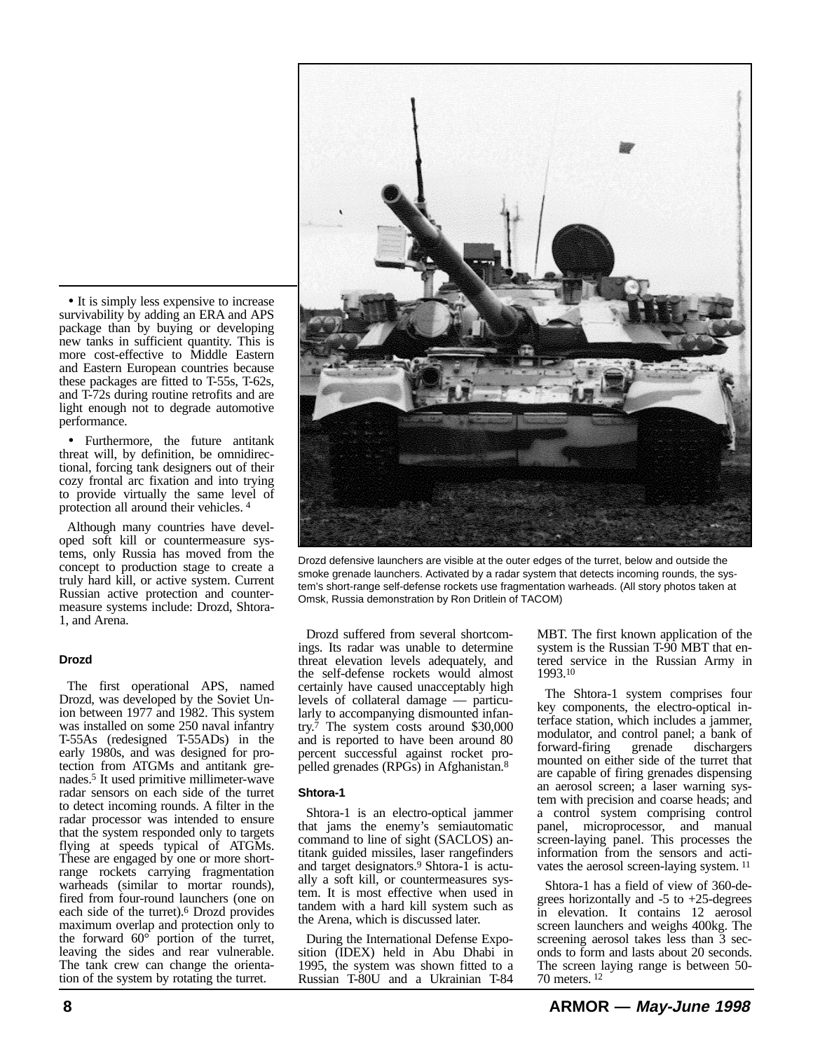• It is simply less expensive to increase survivability by adding an ERA and APS package than by buying or developing new tanks in sufficient quantity. This is more cost-effective to Middle Eastern and Eastern European countries because these packages are fitted to T-55s, T-62s, and T-72s during routine retrofits and are light enough not to degrade automotive performance.

• Furthermore, the future antitank threat will, by definition, be omnidirectional, forcing tank designers out of their cozy frontal arc fixation and into trying to provide virtually the same level of protection all around their vehicles.[4]

Although many countries have developed soft kill or countermeasure systems, only Russia has moved from the concept to production stage to create a truly hard kill, or active system. Current Russian active protection and countermeasure systems include: Drozd, Shtora-1, and Arena.

Drozd defensive launchers are visible at the outer edges of the turret, below and outside the smoke grenade launchers. Activated by a radar system that detects incoming rounds, the system's short-range self-defense rockets use fragmentation warheads. (All story photos taken at Omsk, Russia demonstration by Ron Dritlein of TACOM)

### Drozd

The first operational APS, named Drozd, was developed by the Soviet Union between 1977 and 1982. This system was installed on some 250 naval infantry T-55As (redesigned T-55ADs) in the early 1980s, and was designed for protection from ATGMs and antitank grenades.[5] It used primitive millimeter-wave radar sensors on each side of the turret to detect incoming rounds. A filter in the radar processor was intended to ensure that the system responded only to targets flying at speeds typical of ATGMs. These are engaged by one or more short-range rockets carrying fragmentation warheads (similar to mortar rounds), fired from four-round launchers (one on each side of the turret).[6] Drozd provides maximum overlap and protection only to the forward 60° portion of the turret, leaving the sides and rear vulnerable. The tank crew can change the orientation of the system by rotating the turret.

Drozd suffered from several shortcomings. Its radar was unable to determine threat elevation levels adequately, and the self-defense rockets would almost certainly have caused unacceptably high levels of collateral damage — particularly to accompanying dismounted infantry.[7] The system costs around $30,000 and is reported to have been around 80 percent successful against rocket propelled grenades (RPGs) in Afghanistan.[8]

### Shtora-1

Shtora-1 is an electro-optical jammer that jams the enemy's semiautomatic command to line of sight (SACLOS) antitank guided missiles, laser rangefinders and target designators.[9] Shtora-1 is actually a soft kill, or countermeasures system. It is most effective when used in tandem with a hard kill system such as the Arena, which is discussed later.

During the International Defense Exposition (IDEX) held in Abu Dhabi in 1995, the system was shown fitted to a Russian T-80U and a Ukrainian T-84 MBT. The first known application of the system is the Russian T-90 MBT that entered service in the Russian Army in 1993.[10]

The Shtora-1 system comprises four key components, the electro-optical interface station, which includes a jammer, modulator, and control panel; a bank of forward-firing grenade dischargers mounted on either side of the turret that are capable of firing grenades dispensing an aerosol screen; a laser warning system with precision and coarse heads; and a control system comprising control panel, microprocessor, and manual screen-laying panel. This processes the information from the sensors and activates the aerosol screen-laying system.[11]

Shtora-1 has a field of view of 360-degrees horizontally and -5 to +25-degrees in elevation. It contains 12 aerosol screen launchers and weighs 400kg. The screening aerosol takes less than 3 seconds to form and lasts about 20 seconds. The screen laying range is between 50-70 meters.[12]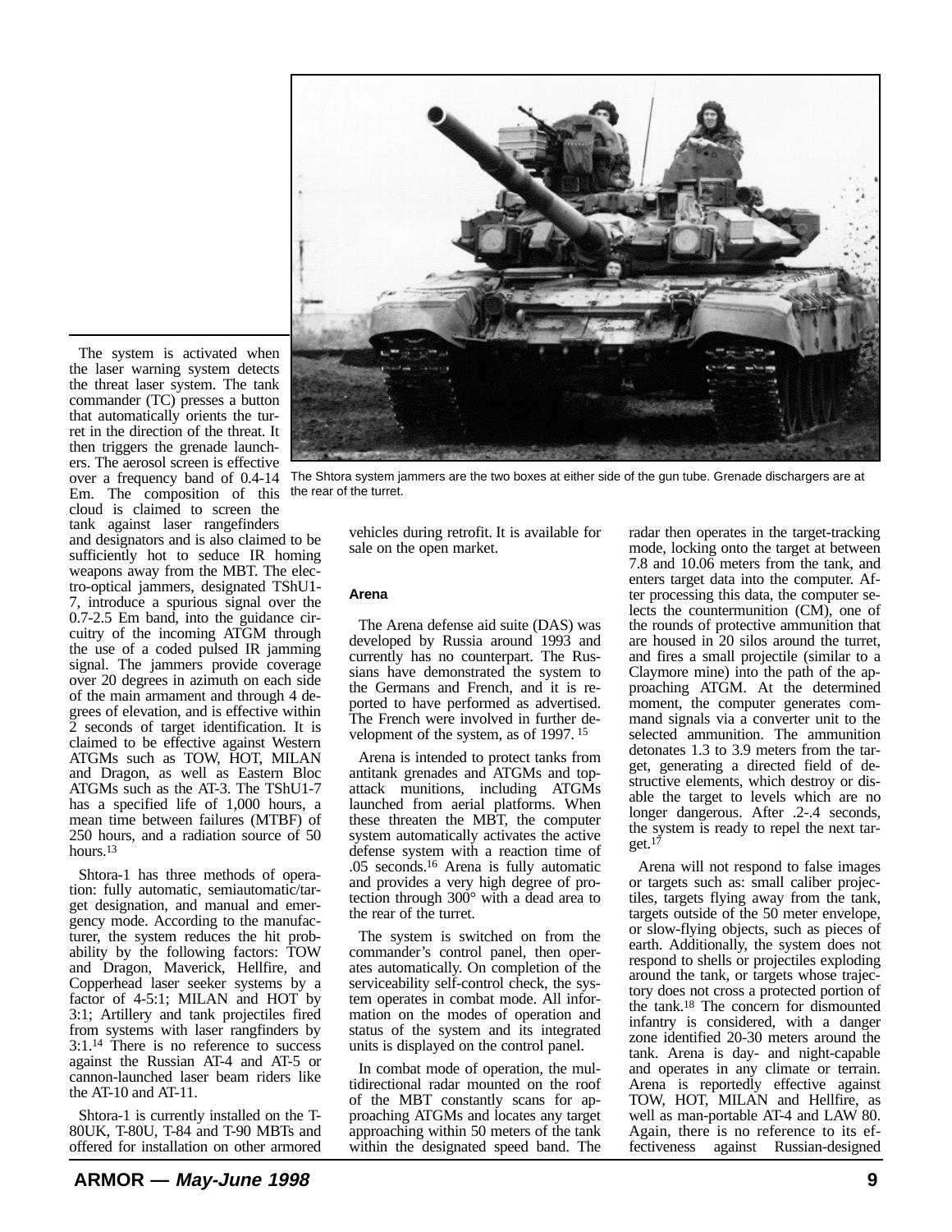The system is activated when the laser warning system detects the threat laser system. The tank commander (TC) presses a button that automatically orients the turret in the direction of the threat. It then triggers the grenade launchers. The aerosol screen is effective over a frequency band of 0.4-14 Em. The composition of this cloud is claimed to screen the tank against laser rangefinders and designators and is also claimed to be sufficiently hot to seduce IR homing weapons away from the MBT. The electro-optical jammers, designated TShU1-7, introduce a spurious signal over the 0.7-2.5 Em band, into the guidance circuitry of the incoming ATGM through the use of a coded pulsed IR jamming signal. The jammers provide coverage over 20 degrees in azimuth on each side of the main armament and through 4 degrees of elevation, and is effective within 2 seconds of target identification. It is claimed to be effective against Western ATGMs such as TOW, HOT, MILAN and Dragon, as well as Eastern Bloc ATGMs such as the AT-3. The TShU1-7 has a specified life of 1,000 hours, a mean time between failures (MTBF) of 250 hours, and a radiation source of 50 hours.[13]

The Shtora system jammers are the two boxes at either side of the gun tube. Grenade dischargers are at the rear of the turret.

Shtora-1 has three methods of operation: fully automatic, semiautomatic/target designation, and manual and emergency mode. According to the manufacturer, the system reduces the hit probability by the following factors: TOW and Dragon, Maverick, Hellfire, and Copperhead laser seeker systems by a factor of 4-5:1; MILAN and HOT by 3:1; Artillery and tank projectiles fired from systems with laser rangefinders by 3:1.[14] There is no reference to success against the Russian AT-4 and AT-5 or cannon-launched laser beam riders like the AT-10 and AT-11.

Shtora-1 is currently installed on the T-80UK, T-80U, T-84 and T-90 MBTs and offered for installation on other armored vehicles during retrofit. It is available for sale on the open market.

### Arena

The Arena defense aid suite (DAS) was developed by Russia around 1993 and currently has no counterpart. The Russians have demonstrated the system to the Germans and French, and it is reported to have performed as advertised. The French were involved in further development of the system, as of 1997.[15]

Arena is intended to protect tanks from antitank grenades and ATGMs and top-attack munitions, including ATGMs launched from aerial platforms. When these threaten the MBT, the computer system automatically activates the active defense system with a reaction time of .05 seconds.[16] Arena is fully automatic and provides a very high degree of protection through 300° with a dead area to the rear of the turret.

The system is switched on from the commander's control panel, then operates automatically. On completion of the serviceability self-control check, the system operates in combat mode. All information on the modes of operation and status of the system and its integrated units is displayed on the control panel.

In combat mode of operation, the multidirectional radar mounted on the roof of the MBT constantly scans for approaching ATGMs and locates any target approaching within 50 meters of the tank within the designated speed band. The radar then operates in the target-tracking mode, locking onto the target at between 7.8 and 10.06 meters from the tank, and enters target data into the computer. After processing this data, the computer selects the countermunition (CM), one of the rounds of protective ammunition that are housed in 20 silos around the turret, and fires a small projectile (similar to a Claymore mine) into the path of the approaching ATGM. At the determined moment, the computer generates command signals via a converter unit to the selected ammunition. The ammunition detonates 1.3 to 3.9 meters from the target, generating a directed field of destructive elements, which destroy or disable the target to levels which are no longer dangerous. After .2-.4 seconds, the system is ready to repel the next target.[17]

Arena will not respond to false images or targets such as: small caliber projectiles, targets flying away from the tank, targets outside of the 50 meter envelope, or slow-flying objects, such as pieces of earth. Additionally, the system does not respond to shells or projectiles exploding around the tank, or targets whose trajectory does not cross a protected portion of the tank.[18] The concern for dismounted infantry is considered, with a danger zone identified 20-30 meters around the tank. Arena is day- and night-capable and operates in any climate or terrain. Arena is reportedly effective against TOW, HOT, MILAN and Hellfire, as well as man-portable AT-4 and LAW 80. Again, there is no reference to its effectiveness against Russian-designed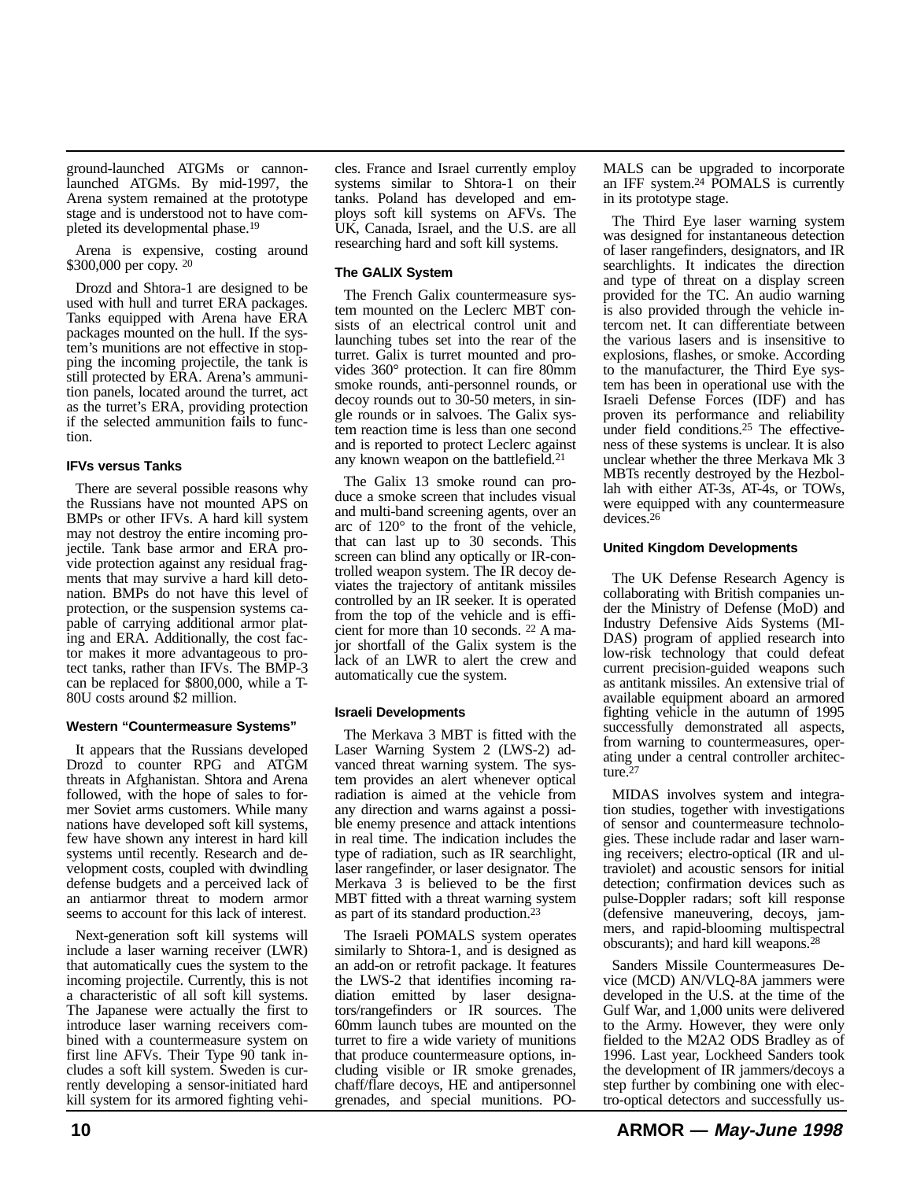ground-launched ATGMs or cannon-launched ATGMs. By mid-1997, the Arena system remained at the prototype stage and is understood not to have completed its developmental phase.[19]

Arena is expensive, costing around $300,000 per copy. [20]

Drozd and Shtora-1 are designed to be used with hull and turret ERA packages. Tanks equipped with Arena have ERA packages mounted on the hull. If the system's munitions are not effective in stopping the incoming projectile, the tank is still protected by ERA. Arena's ammunition panels, located around the turret, act as the turret's ERA, providing protection if the selected ammunition fails to function.

#### IFVs versus Tanks

There are several possible reasons why the Russians have not mounted APS on BMPs or other IFVs. A hard kill system may not destroy the entire incoming projectile. Tank base armor and ERA provide protection against any residual fragments that may survive a hard kill detonation. BMPs do not have this level of protection, or the suspension systems capable of carrying additional armor plating and ERA. Additionally, the cost factor makes it more advantageous to protect tanks, rather than IFVs. The BMP-3 can be replaced for $800,000, while a T-80U costs around $2 million.

#### Western "Countermeasure Systems"

It appears that the Russians developed Drozd to counter RPG and ATGM threats in Afghanistan. Shtora and Arena followed, with the hope of sales to former Soviet arms customers. While many nations have developed soft kill systems, few have shown any interest in hard kill systems until recently. Research and development costs, coupled with dwindling defense budgets and a perceived lack of an antiarmor threat to modern armor seems to account for this lack of interest.

Next-generation soft kill systems will include a laser warning receiver (LWR) that automatically cues the system to the incoming projectile. Currently, this is not a characteristic of all soft kill systems. The Japanese were actually the first to introduce laser warning receivers combined with a countermeasure system on first line AFVs. Their Type 90 tank includes a soft kill system. Sweden is currently developing a sensor-initiated hard kill system for its armored fighting vehicles. France and Israel currently employ systems similar to Shtora-1 on their tanks. Poland has developed and employs soft kill systems on AFVs. The UK, Canada, Israel, and the U.S. are all researching hard and soft kill systems.

#### The GALIX System

The French Galix countermeasure system mounted on the Leclerc MBT consists of an electrical control unit and launching tubes set into the rear of the turret. Galix is turret mounted and provides 360° protection. It can fire 80mm smoke rounds, anti-personnel rounds, or decoy rounds out to 30-50 meters, in single rounds or in salvoes. The Galix system reaction time is less than one second and is reported to protect Leclerc against any known weapon on the battlefield.[21]

The Galix 13 smoke round can produce a smoke screen that includes visual and multi-band screening agents, over an arc of 120° to the front of the vehicle, that can last up to 30 seconds. This screen can blind any optically or IR-controlled weapon system. The IR decoy deviates the trajectory of antitank missiles controlled by an IR seeker. It is operated from the top of the vehicle and is efficient for more than 10 seconds. [22] A major shortfall of the Galix system is the lack of an LWR to alert the crew and automatically cue the system.

#### Israeli Developments

The Merkava 3 MBT is fitted with the Laser Warning System 2 (LWS-2) advanced threat warning system. The system provides an alert whenever optical radiation is aimed at the vehicle from any direction and warns against a possible enemy presence and attack intentions in real time. The indication includes the type of radiation, such as IR searchlight, laser rangefinder, or laser designator. The Merkava 3 is believed to be the first MBT fitted with a threat warning system as part of its standard production.[23]

The Israeli POMALS system operates similarly to Shtora-1, and is designed as an add-on or retrofit package. It features the LWS-2 that identifies incoming radiation emitted by laser designators/rangefinders or IR sources. The 60mm launch tubes are mounted on the turret to fire a wide variety of munitions that produce countermeasure options, including visible or IR smoke grenades, chaff/flare decoys, HE and antipersonnel grenades, and special munitions. POMALS can be upgraded to incorporate an IFF system.[24] POMALS is currently in its prototype stage.

The Third Eye laser warning system was designed for instantaneous detection of laser rangefinders, designators, and IR searchlights. It indicates the direction and type of threat on a display screen provided for the TC. An audio warning is also provided through the vehicle intercom net. It can differentiate between the various lasers and is insensitive to explosions, flashes, or smoke. According to the manufacturer, the Third Eye system has been in operational use with the Israeli Defense Forces (IDF) and has proven its performance and reliability under field conditions.[25] The effectiveness of these systems is unclear. It is also unclear whether the three Merkava Mk 3 MBTs recently destroyed by the Hezbollah with either AT-3s, AT-4s, or TOWs, were equipped with any countermeasure devices.[26]

#### United Kingdom Developments

The UK Defense Research Agency is collaborating with British companies under the Ministry of Defense (MoD) and Industry Defensive Aids Systems (MIDAS) program of applied research into low-risk technology that could defeat current precision-guided weapons such as antitank missiles. An extensive trial of available equipment aboard an armored fighting vehicle in the autumn of 1995 successfully demonstrated all aspects, from warning to countermeasures, operating under a central controller architecture.[27]

MIDAS involves system and integration studies, together with investigations of sensor and countermeasure technologies. These include radar and laser warning receivers; electro-optical (IR and ultraviolet) and acoustic sensors for initial detection; confirmation devices such as pulse-Doppler radars; soft kill response (defensive maneuvering, decoys, jammers, and rapid-blooming multispectral obscurants); and hard kill weapons.[28]

Sanders Missile Countermeasures Device (MCD) AN/VLQ-8A jammers were developed in the U.S. at the time of the Gulf War, and 1,000 units were delivered to the Army. However, they were only fielded to the M2A2 ODS Bradley as of 1996. Last year, Lockheed Sanders took the development of IR jammers/decoys a step further by combining one with electro-optical detectors and successfully us-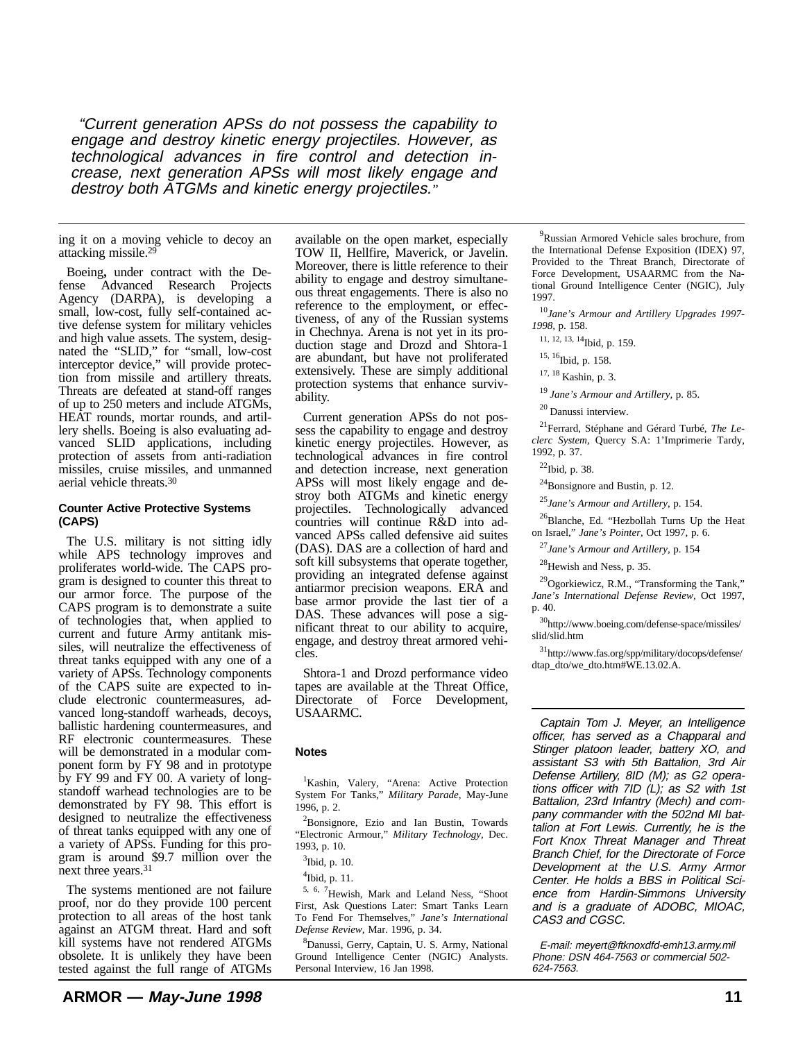*"Current generation APSs do not possess the capability to engage and destroy kinetic energy projectiles. However, as technological advances in fire control and detection increase, next generation APSs will most likely engage and destroy both ATGMs and kinetic energy projectiles."*

ing it on a moving vehicle to decoy an attacking missile.[29]

Boeing**,** under contract with the Defense Advanced Research Projects Agency (DARPA), is developing a small, low-cost, fully self-contained active defense system for military vehicles and high value assets. The system, designated the "SLID," for "small, low-cost interceptor device," will provide protection from missile and artillery threats. Threats are defeated at stand-off ranges of up to 250 meters and include ATGMs, HEAT rounds, mortar rounds, and artillery shells. Boeing is also evaluating advanced SLID applications, including protection of assets from anti-radiation missiles, cruise missiles, and unmanned aerial vehicle threats.[30]

### Counter Active Protective Systems (CAPS)

The U.S. military is not sitting idly while APS technology improves and proliferates world-wide. The CAPS program is designed to counter this threat to our armor force. The purpose of the CAPS program is to demonstrate a suite of technologies that, when applied to current and future Army antitank missiles, will neutralize the effectiveness of threat tanks equipped with any one of a variety of APSs. Technology components of the CAPS suite are expected to include electronic countermeasures, advanced long-standoff warheads, decoys, ballistic hardening countermeasures, and RF electronic countermeasures. These will be demonstrated in a modular component form by FY 98 and in prototype by FY 99 and FY 00. A variety of long-standoff warhead technologies are to be demonstrated by FY 98. This effort is designed to neutralize the effectiveness of threat tanks equipped with any one of a variety of APSs. Funding for this program is around $9.7 million over the next three years.[31]

The systems mentioned are not failure proof, nor do they provide 100 percent protection to all areas of the host tank against an ATGM threat. Hard and soft kill systems have not rendered ATGMs obsolete. It is unlikely they have been tested against the full range of ATGMs available on the open market, especially TOW II, Hellfire, Maverick, or Javelin. Moreover, there is little reference to their ability to engage and destroy simultaneous threat engagements. There is also no reference to the employment, or effectiveness, of any of the Russian systems in Chechnya. Arena is not yet in its production stage and Drozd and Shtora-1 are abundant, but have not proliferated extensively. These are simply additional protection systems that enhance survivability.

Current generation APSs do not possess the capability to engage and destroy kinetic energy projectiles. However, as technological advances in fire control and detection increase, next generation APSs will most likely engage and destroy both ATGMs and kinetic energy projectiles. Technologically advanced countries will continue R&D into advanced APSs called defensive aid suites (DAS). DAS are a collection of hard and soft kill subsystems that operate together, providing an integrated defense against antiarmor precision weapons. ERA and base armor provide the last tier of a DAS. These advances will pose a significant threat to our ability to acquire, engage, and destroy threat armored vehicles.

Shtora-1 and Drozd performance video tapes are available at the Threat Office, Directorate of Force Development, USAARMC.

### Notes

[1]Kashin, Valery, "Arena: Active Protection System For Tanks," *Military Parade,* May-June 1996, p. 2.

[2]Bonsignore, Ezio and Ian Bustin, Towards "Electronic Armour," *Military Technology,* Dec. 1993, p. 10.

[3]Ibid, p. 10.

[4]Ibid, p. 11.

[5, 6, 7]Hewish, Mark and Leland Ness, "Shoot First, Ask Questions Later: Smart Tanks Learn To Fend For Themselves," *Jane's International Defense Review,* Mar. 1996, p. 34.

[8]Danussi, Gerry, Captain, U. S. Army, National Ground Intelligence Center (NGIC) Analysts. Personal Interview, 16 Jan 1998.

[9]Russian Armored Vehicle sales brochure, from the International Defense Exposition (IDEX) 97, Provided to the Threat Branch, Directorate of Force Development, USAARMC from the National Ground Intelligence Center (NGIC), July 1997.

[10]*Jane's Armour and Artillery Upgrades 1997-1998,* p. 158.

[11, 12, 13, 14]Ibid, p. 159.

[15, 16]Ibid, p. 158.

[17, 18] Kashin, p. 3.

[19] *Jane's Armour and Artillery,* p. 85.

[20] Danussi interview.

[21]Ferrard, Stéphane and Gérard Turbé, *The Leclerc System,* Quercy S.A: 1'Imprimerie Tardy, 1992, p. 37.

[22]Ibid, p. 38.

[24]Bonsignore and Bustin, p. 12.

[25]*Jane's Armour and Artillery,* p. 154.

[26]Blanche, Ed. "Hezbollah Turns Up the Heat on Israel," *Jane's Pointer,* Oct 1997, p. 6.

[27]*Jane's Armour and Artillery,* p. 154

[28]Hewish and Ness, p. 35.

[29]Ogorkiewicz, R.M., "Transforming the Tank," *Jane's International Defense Review,* Oct 1997, p. 40.

[30]http://www.boeing.com/defense-space/missiles/slid/slid.htm

[31]http://www.fas.org/spp/military/docops/defense/dtap_dto/we_dto.htm#WE.13.02.A.

---

*Captain Tom J. Meyer, an Intelligence officer, has served as a Chapparal and Stinger platoon leader, battery XO, and assistant S3 with 5th Battalion, 3rd Air Defense Artillery, 8ID (M); as G2 operations officer with 7ID (L); as S2 with 1st Battalion, 23rd Infantry (Mech) and company commander with the 502nd MI battalion at Fort Lewis. Currently, he is the Fort Knox Threat Manager and Threat Branch Chief, for the Directorate of Force Development at the U.S. Army Armor Center. He holds a BBS in Political Science from Hardin-Simmons University and is a graduate of ADOBC, MIOAC, CAS3 and CGSC.*

*E-mail: meyert@ftknoxdfd-emh13.army.mil*
*Phone: DSN 464-7563 or commercial 502-624-7563.*